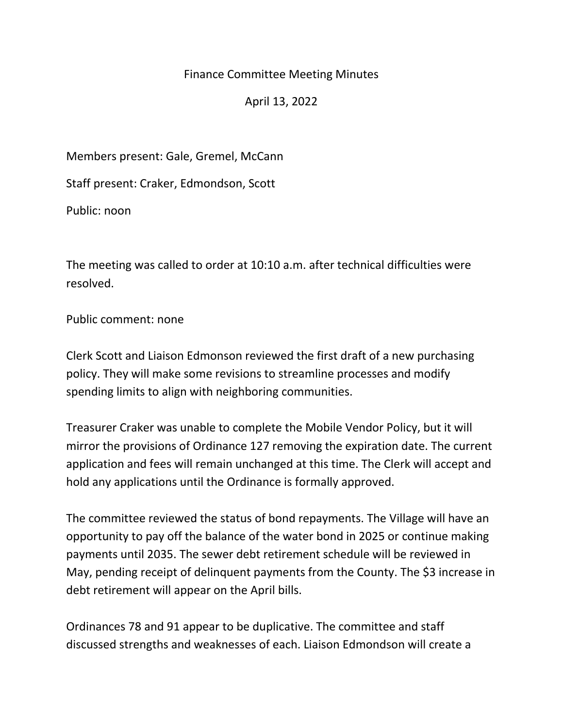# Finance Committee Meeting Minutes

April 13, 2022

Members present: Gale, Gremel, McCann

Staff present: Craker, Edmondson, Scott

Public: noon

The meeting was called to order at 10:10 a.m. after technical difficulties were resolved.

Public comment: none

Clerk Scott and Liaison Edmonson reviewed the first draft of a new purchasing policy. They will make some revisions to streamline processes and modify spending limits to align with neighboring communities.

Treasurer Craker was unable to complete the Mobile Vendor Policy, but it will mirror the provisions of Ordinance 127 removing the expiration date. The current application and fees will remain unchanged at this time. The Clerk will accept and hold any applications until the Ordinance is formally approved.

The committee reviewed the status of bond repayments. The Village will have an opportunity to pay off the balance of the water bond in 2025 or continue making payments until 2035. The sewer debt retirement schedule will be reviewed in May, pending receipt of delinquent payments from the County. The $3 increase in debt retirement will appear on the April bills.

Ordinances 78 and 91 appear to be duplicative. The committee and staff discussed strengths and weaknesses of each. Liaison Edmondson will create a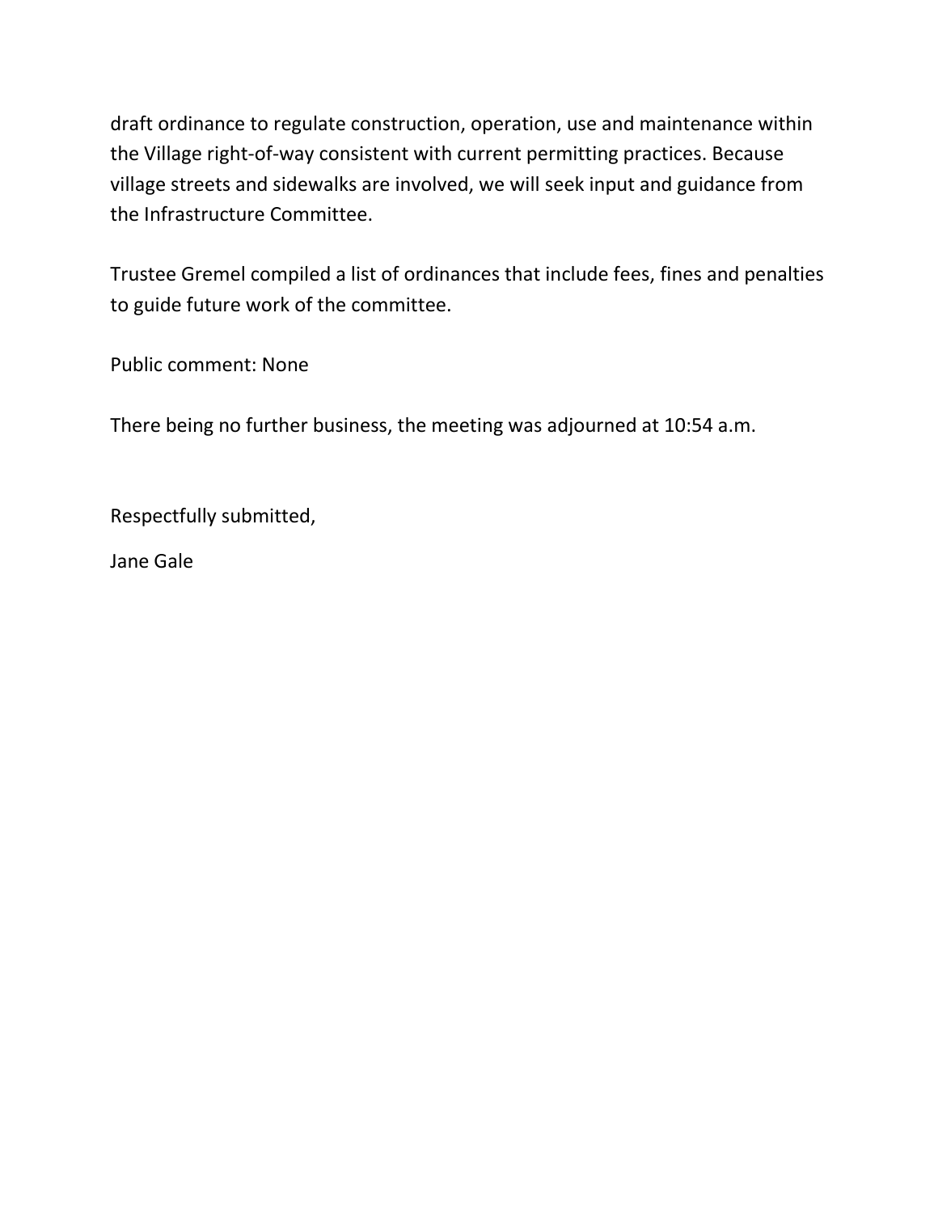draft ordinance to regulate construction, operation, use and maintenance within the Village right-of-way consistent with current permitting practices. Because village streets and sidewalks are involved, we will seek input and guidance from the Infrastructure Committee.

Trustee Gremel compiled a list of ordinances that include fees, fines and penalties to guide future work of the committee.

Public comment: None

There being no further business, the meeting was adjourned at 10:54 a.m.

Respectfully submitted,

Jane Gale